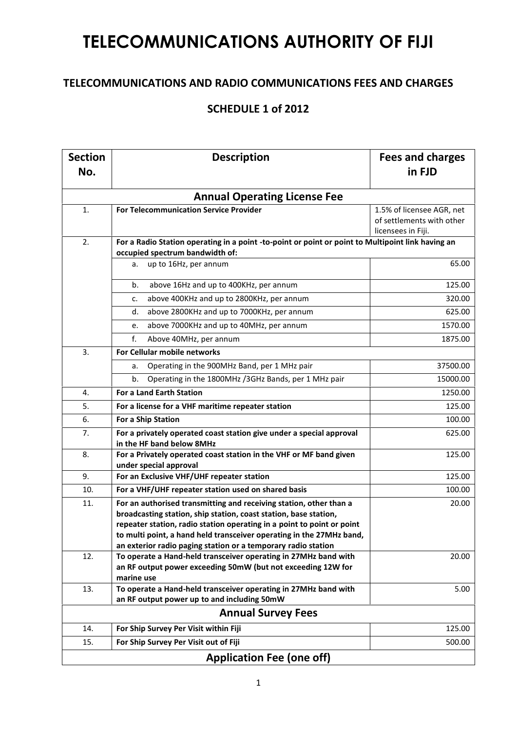# TELECOMMUNICATIONS AUTHORITY OF FIJI

## TELECOMMUNICATIONS AND RADIO COMMUNICATIONS FEES AND CHARGES

## SCHEDULE 1 of 2012

| Section No. | Description | Fees and charges in FJD |
|---|---|---|
| | **Annual Operating License Fee** | |
| 1. | **For Telecommunication Service Provider** | 1.5% of licensee AGR, net of settlements with other licensees in Fiji. |
| 2. | **For a Radio Station operating in a point -to-point or point or point to Multipoint link having an occupied spectrum bandwidth of:** | |
| | a. up to 16Hz, per annum | 65.00 |
| | b. above 16Hz and up to 400KHz, per annum | 125.00 |
| | c. above 400KHz and up to 2800KHz, per annum | 320.00 |
| | d. above 2800KHz and up to 7000KHz, per annum | 625.00 |
| | e. above 7000KHz and up to 40MHz, per annum | 1570.00 |
| | f. Above 40MHz, per annum | 1875.00 |
| 3. | **For Cellular mobile networks** | |
| | a. Operating in the 900MHz Band, per 1 MHz pair | 37500.00 |
| | b. Operating in the 1800MHz /3GHz Bands, per 1 MHz pair | 15000.00 |
| 4. | **For a Land Earth Station** | 1250.00 |
| 5. | **For a license for a VHF maritime repeater station** | 125.00 |
| 6. | **For a Ship Station** | 100.00 |
| 7. | **For a privately operated coast station give under a special approval in the HF band below 8MHz** | 625.00 |
| 8. | **For a Privately operated coast station in the VHF or MF band given under special approval** | 125.00 |
| 9. | **For an Exclusive VHF/UHF repeater station** | 125.00 |
| 10. | **For a VHF/UHF repeater station used on shared basis** | 100.00 |
| 11. | **For an authorised transmitting and receiving station, other than a broadcasting station, ship station, coast station, base station, repeater station, radio station operating in a point to point or point to multi point, a hand held transceiver operating in the 27MHz band, an exterior radio paging station or a temporary radio station** | 20.00 |
| 12. | **To operate a Hand-held transceiver operating in 27MHz band with an RF output power exceeding 50mW (but not exceeding 12W for marine use** | 20.00 |
| 13. | **To operate a Hand-held transceiver operating in 27MHz band with an RF output power up to and including 50mW** | 5.00 |
| | **Annual Survey Fees** | |
| 14. | **For Ship Survey Per Visit within Fiji** | 125.00 |
| 15. | **For Ship Survey Per Visit out of Fiji** | 500.00 |
| | **Application Fee (one off)** | |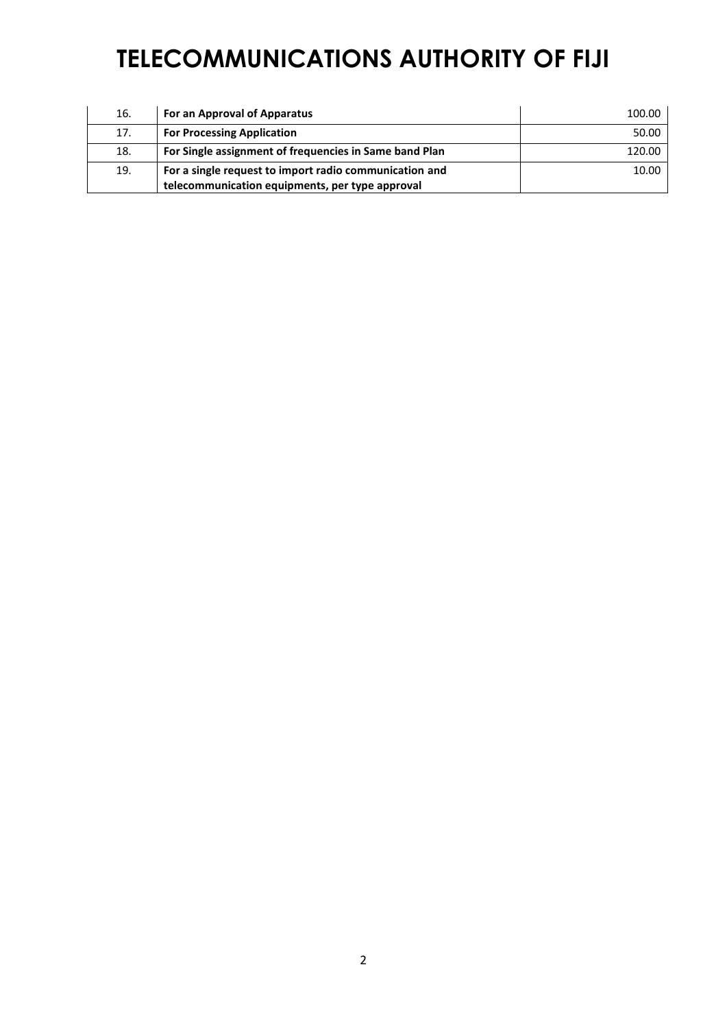# TELECOMMUNICATIONS AUTHORITY OF FIJI

| | | |
|---|---|---|
| 16. | **For an Approval of Apparatus** | 100.00 |
| 17. | **For Processing Application** | 50.00 |
| 18. | **For Single assignment of frequencies in Same band Plan** | 120.00 |
| 19. | **For a single request to import radio communication and telecommunication equipments, per type approval** | 10.00 |